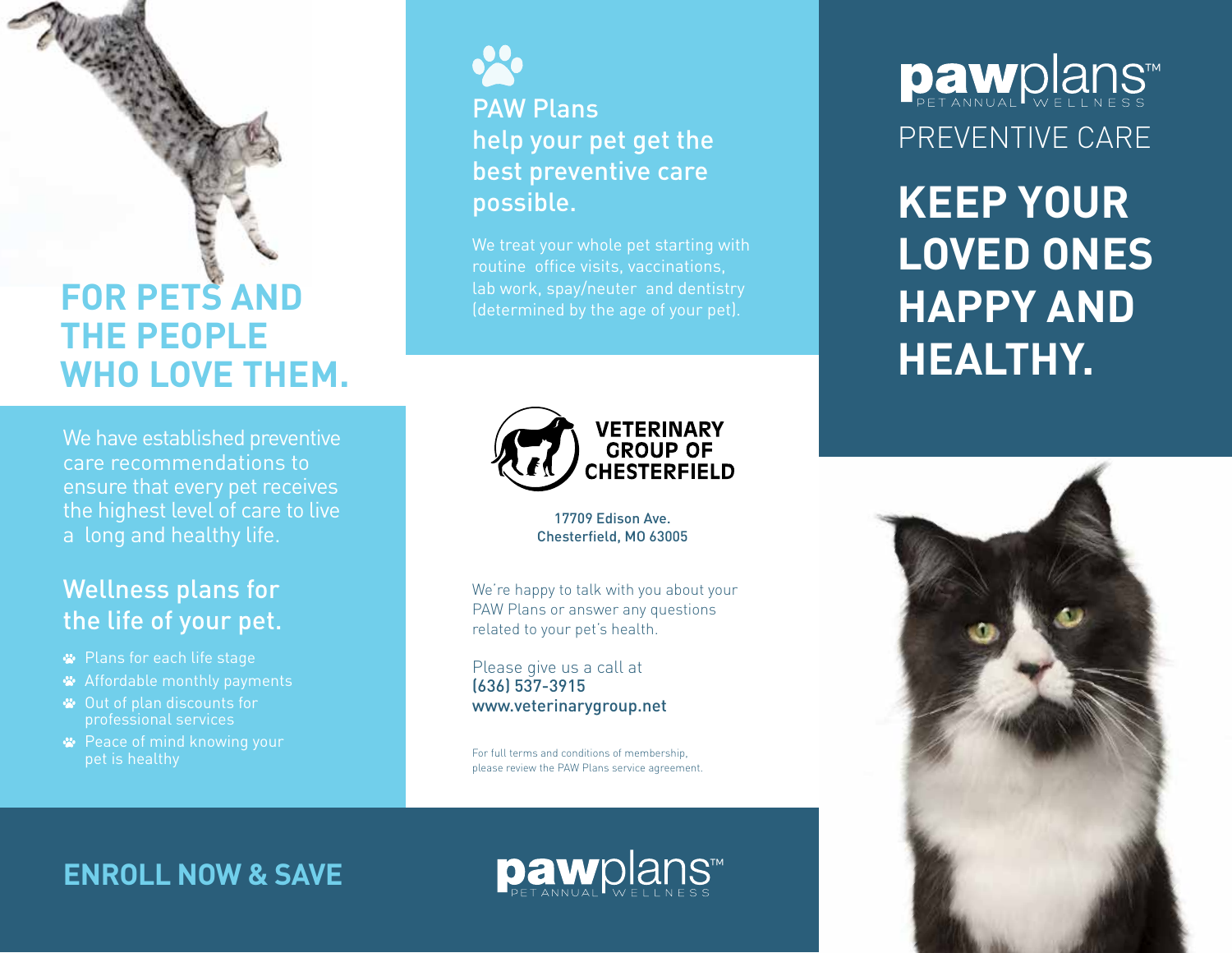# FOR PETS AND THE PEOPLE WHO LOVE THEM.

We have established preventive care recommendations to ensure that every pet receives the highest level of care to live a long and healthy life.

## Wellness plans for the life of your pet.

- Plans for each life stage
- Affordable monthly payments
- Out of plan discounts for professional services
- Peace of mind knowing your pet is healthy

## ENROLL NOW & SAVE

## PAW Plans help your pet get the best preventive care possible.

We treat your whole pet starting with routine office visits, vaccinations, lab work, spay/neuter and dentistry (determined by the age of your pet).

**VETERINARY GROUP OF CHESTERFIELD**

17709 Edison Ave.
Chesterfield, MO 63005

We're happy to talk with you about your PAW Plans or answer any questions related to your pet's health.

Please give us a call at
(636) 537-3915
www.veterinarygroup.net

For full terms and conditions of membership, please review the PAW Plans service agreement.

pawplans™ PET ANNUAL WELLNESS

pawplans™ PET ANNUAL WELLNESS

PREVENTIVE CARE

# KEEP YOUR LOVED ONES HAPPY AND HEALTHY.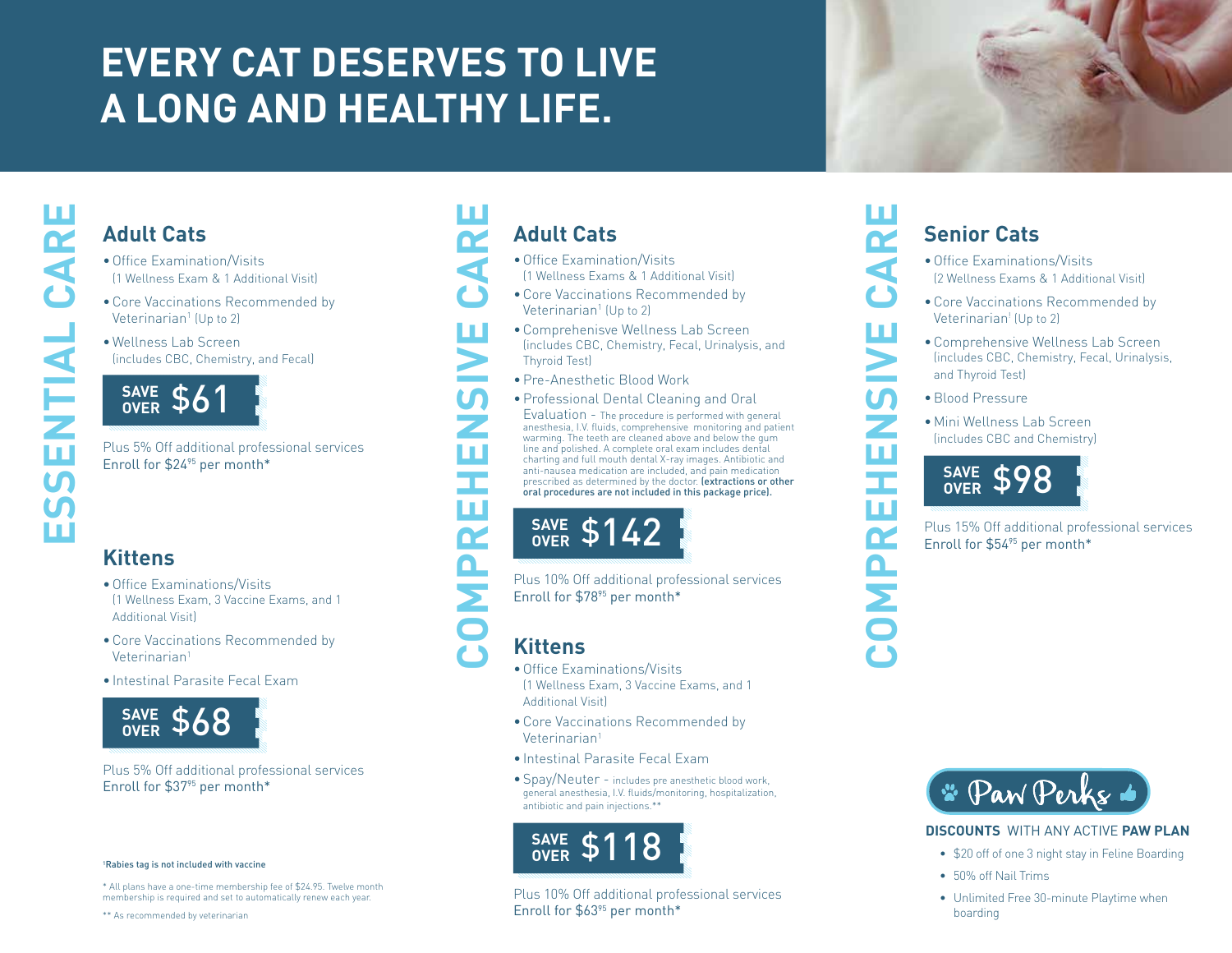# EVERY CAT DESERVES TO LIVE A LONG AND HEALTHY LIFE.

## ESSENTIAL CARE

### Adult Cats

- Office Examination/Visits (1 Wellness Exam & 1 Additional Visit)
- Core Vaccinations Recommended by Veterinarian[1] (Up to 2)
- Wellness Lab Screen (includes CBC, Chemistry, and Fecal)

**SAVE OVER $61**

Plus 5% Off additional professional services
Enroll for $24.95 per month*

### Kittens

- Office Examinations/Visits (1 Wellness Exam, 3 Vaccine Exams, and 1 Additional Visit)
- Core Vaccinations Recommended by Veterinarian[1]
- Intestinal Parasite Fecal Exam

**SAVE OVER $68**

Plus 5% Off additional professional services
Enroll for $37.95 per month*

[1]Rabies tag is not included with vaccine

* All plans have a one-time membership fee of $24.95. Twelve month membership is required and set to automatically renew each year.

** As recommended by veterinarian

## COMPREHENSIVE CARE

### Adult Cats

- Office Examination/Visits (1 Wellness Exams & 1 Additional Visit)
- Core Vaccinations Recommended by Veterinarian[1] (Up to 2)
- Comprehenisve Wellness Lab Screen (includes CBC, Chemistry, Fecal, Urinalysis, and Thyroid Test)
- Pre-Anesthetic Blood Work
- Professional Dental Cleaning and Oral Evaluation - The procedure is performed with general anesthesia, I.V. fluids, comprehensive monitoring and patient warming. The teeth are cleaned above and below the gum line and polished. A complete oral exam includes dental charting and full mouth dental X-ray images. Antibiotic and anti-nausea medication are included, and pain medication prescribed as determined by the doctor. **(extractions or other oral procedures are not included in this package price).**

**SAVE OVER $142**

Plus 10% Off additional professional services
Enroll for $78.95 per month*

### Kittens

- Office Examinations/Visits (1 Wellness Exam, 3 Vaccine Exams, and 1 Additional Visit)
- Core Vaccinations Recommended by Veterinarian[1]
- Intestinal Parasite Fecal Exam
- Spay/Neuter - includes pre anesthetic blood work, general anesthesia, I.V. fluids/monitoring, hospitalization, antibiotic and pain injections.**

**SAVE OVER $118**

Plus 10% Off additional professional services
Enroll for $63.95 per month*

## COMPREHENSIVE CARE

### Senior Cats

- Office Examinations/Visits (2 Wellness Exams & 1 Additional Visit)
- Core Vaccinations Recommended by Veterinarian[1] (Up to 2)
- Comprehensive Wellness Lab Screen (includes CBC, Chemistry, Fecal, Urinalysis, and Thyroid Test)
- Blood Pressure
- Mini Wellness Lab Screen (includes CBC and Chemistry)

**SAVE OVER $98**

Plus 15% Off additional professional services
Enroll for $54.95 per month*

## Paw Perks

**DISCOUNTS** WITH ANY ACTIVE **PAW PLAN**

- $20 off of one 3 night stay in Feline Boarding
- 50% off Nail Trims
- Unlimited Free 30-minute Playtime when boarding